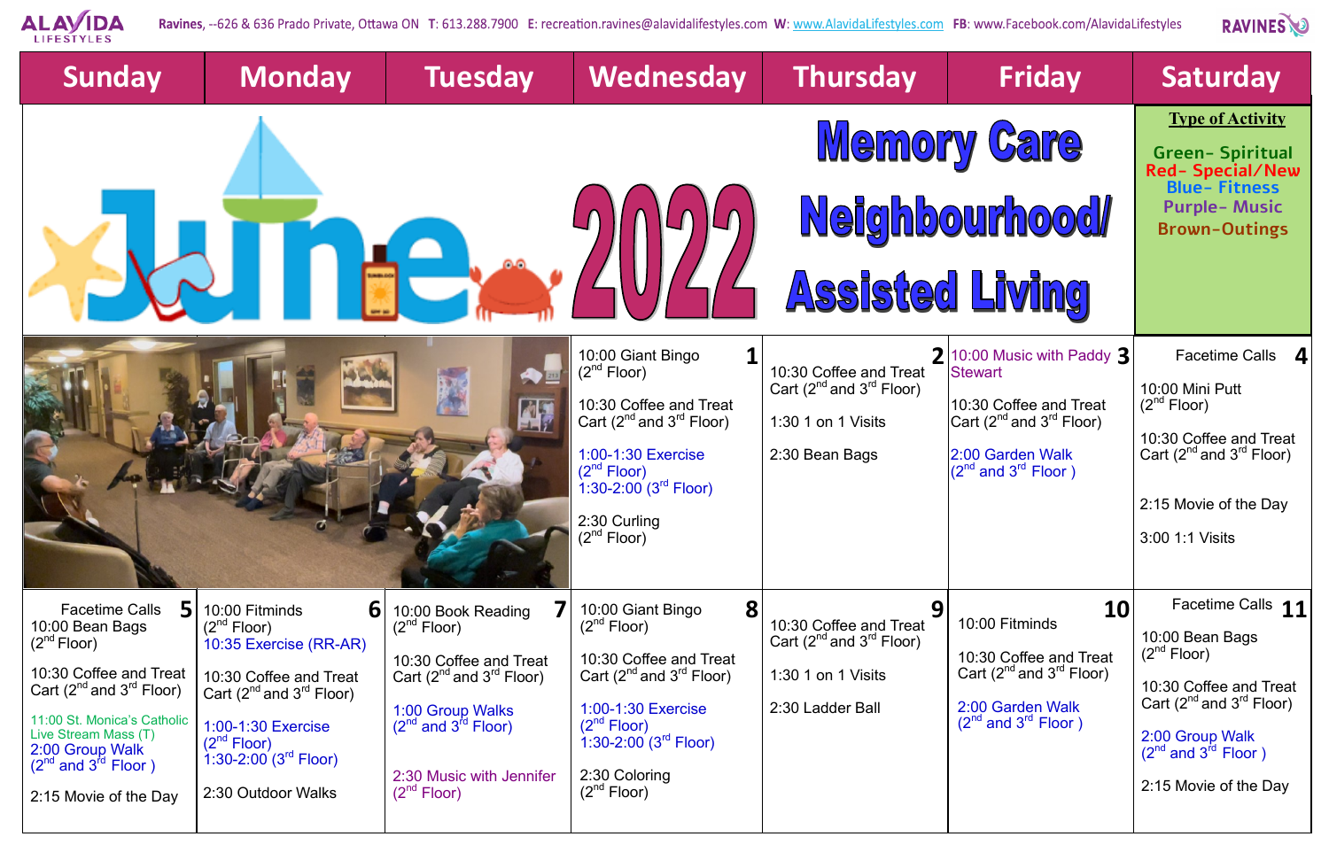ALAVIDA LIFESTYLES

Ravines, --626 & 636 Prado Private, Ottawa ON T: 613.288.7900 E: recreation.ravines@alavidalifestyles.com W: www.AlavidaLifestyles.com FB: www.Facebook.com/AlavidaLifestyles

RAVINES

# June 2022 Memory Care Neighbourhood/ Assisted Living

**Type of Activity**

- Green- Spiritual
- Red- Special/New
- Blue- Fitness
- Purple- Music
- Brown-Outings

| Sunday | Monday | Tuesday | Wednesday | Thursday | Friday | Saturday |
|---|---|---|---|---|---|---|
| | | | **1** 10:00 Giant Bingo (2nd Floor)<br><br>10:30 Coffee and Treat Cart (2nd and 3rd Floor)<br><br>1:00-1:30 Exercise (2nd Floor)<br>1:30-2:00 (3rd Floor)<br><br>2:30 Curling (2nd Floor) | **2** 10:30 Coffee and Treat Cart (2nd and 3rd Floor)<br><br>1:30 1 on 1 Visits<br><br>2:30 Bean Bags | **3** 10:00 Music with Paddy Stewart<br><br>10:30 Coffee and Treat Cart (2nd and 3rd Floor)<br><br>2:00 Garden Walk (2nd and 3rd Floor ) | **4** Facetime Calls<br><br>10:00 Mini Putt (2nd Floor)<br><br>10:30 Coffee and Treat Cart (2nd and 3rd Floor)<br><br>2:15 Movie of the Day<br><br>3:00 1:1 Visits |
| **5** Facetime Calls<br>10:00 Bean Bags (2nd Floor)<br><br>10:30 Coffee and Treat Cart (2nd and 3rd Floor)<br><br>11:00 St. Monica's Catholic Live Stream Mass (T)<br>2:00 Group Walk (2nd and 3rd Floor )<br><br>2:15 Movie of the Day | **6** 10:00 Fitminds (2nd Floor)<br>10:35 Exercise (RR-AR)<br><br>10:30 Coffee and Treat Cart (2nd and 3rd Floor)<br><br>1:00-1:30 Exercise (2nd Floor)<br>1:30-2:00 (3rd Floor)<br><br>2:30 Outdoor Walks | **7** 10:00 Book Reading (2nd Floor)<br><br>10:30 Coffee and Treat Cart (2nd and 3rd Floor)<br><br>1:00 Group Walks (2nd and 3rd Floor)<br><br>2:30 Music with Jennifer (2nd Floor) | **8** 10:00 Giant Bingo (2nd Floor)<br><br>10:30 Coffee and Treat Cart (2nd and 3rd Floor)<br><br>1:00-1:30 Exercise (2nd Floor)<br>1:30-2:00 (3rd Floor)<br><br>2:30 Coloring (2nd Floor) | **9** 10:30 Coffee and Treat Cart (2nd and 3rd Floor)<br><br>1:30 1 on 1 Visits<br><br>2:30 Ladder Ball | **10** 10:00 Fitminds<br><br>10:30 Coffee and Treat Cart (2nd and 3rd Floor)<br><br>2:00 Garden Walk (2nd and 3rd Floor ) | **11** Facetime Calls<br><br>10:00 Bean Bags (2nd Floor)<br><br>10:30 Coffee and Treat Cart (2nd and 3rd Floor)<br><br>2:00 Group Walk (2nd and 3rd Floor )<br><br>2:15 Movie of the Day |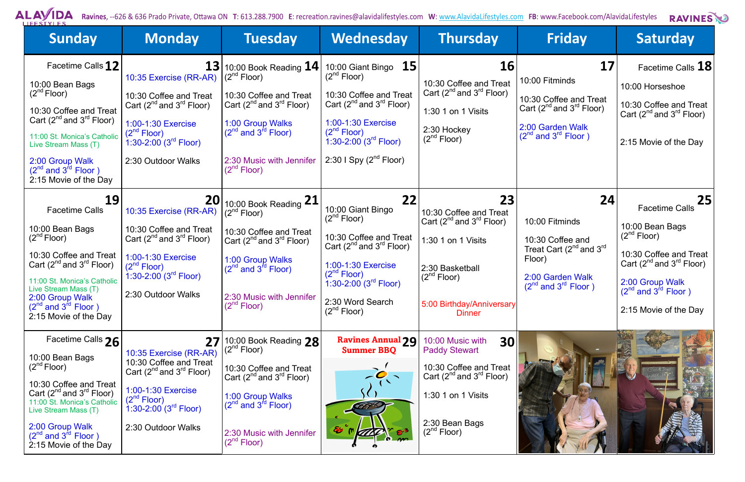ALAVIDA LIFESTYLES  Ravines, --626 & 636 Prado Private, Ottawa ON  T: 613.288.7900  E: recreation.ravines@alavidalifestyles.com  W: www.AlavidaLifestyles.com  FB: www.Facebook.com/AlavidaLifestyles  RAVINES

| Sunday | Monday | Tuesday | Wednesday | Thursday | Friday | Saturday |
|---|---|---|---|---|---|---|
| **12** Facetime Calls<br>10:00 Bean Bags (2nd Floor)<br>10:30 Coffee and Treat Cart (2nd and 3rd Floor)<br>11:00 St. Monica's Catholic Live Stream Mass (T)<br>2:00 Group Walk (2nd and 3rd Floor )<br>2:15 Movie of the Day | **13**<br>10:35 Exercise (RR-AR)<br>10:30 Coffee and Treat Cart (2nd and 3rd Floor)<br>1:00-1:30 Exercise (2nd Floor)<br>1:30-2:00 (3rd Floor)<br>2:30 Outdoor Walks | **14**<br>10:00 Book Reading (2nd Floor)<br>10:30 Coffee and Treat Cart (2nd and 3rd Floor)<br>1:00 Group Walks (2nd and 3rd Floor)<br>2:30 Music with Jennifer (2nd Floor) | **15**<br>10:00 Giant Bingo (2nd Floor)<br>10:30 Coffee and Treat Cart (2nd and 3rd Floor)<br>1:00-1:30 Exercise (2nd Floor)<br>1:30-2:00 (3rd Floor)<br>2:30 I Spy (2nd Floor) | **16**<br>10:30 Coffee and Treat Cart (2nd and 3rd Floor)<br>1:30 1 on 1 Visits<br>2:30 Hockey (2nd Floor) | **17**<br>10:00 Fitminds<br>10:30 Coffee and Treat Cart (2nd and 3rd Floor)<br>2:00 Garden Walk (2nd and 3rd Floor ) | **18** Facetime Calls<br>10:00 Horseshoe<br>10:30 Coffee and Treat Cart (2nd and 3rd Floor)<br>2:15 Movie of the Day |
| **19**<br>Facetime Calls<br>10:00 Bean Bags (2nd Floor)<br>10:30 Coffee and Treat Cart (2nd and 3rd Floor)<br>11:00 St. Monica's Catholic Live Stream Mass (T)<br>2:00 Group Walk (2nd and 3rd Floor )<br>2:15 Movie of the Day | **20**<br>10:35 Exercise (RR-AR)<br>10:30 Coffee and Treat Cart (2nd and 3rd Floor)<br>1:00-1:30 Exercise (2nd Floor)<br>1:30-2:00 (3rd Floor)<br>2:30 Outdoor Walks | **21**<br>10:00 Book Reading (2nd Floor)<br>10:30 Coffee and Treat Cart (2nd and 3rd Floor)<br>1:00 Group Walks (2nd and 3rd Floor)<br>2:30 Music with Jennifer (2nd Floor) | **22**<br>10:00 Giant Bingo (2nd Floor)<br>10:30 Coffee and Treat Cart (2nd and 3rd Floor)<br>1:00-1:30 Exercise (2nd Floor)<br>1:30-2:00 (3rd Floor)<br>2:30 Word Search (2nd Floor) | **23**<br>10:30 Coffee and Treat Cart (2nd and 3rd Floor)<br>1:30 1 on 1 Visits<br>2:30 Basketball (2nd Floor)<br>5:00 Birthday/Anniversary Dinner | **24**<br>10:00 Fitminds<br>10:30 Coffee and Treat Cart (2nd and 3rd Floor)<br>2:00 Garden Walk (2nd and 3rd Floor ) | **25**<br>Facetime Calls<br>10:00 Bean Bags (2nd Floor)<br>10:30 Coffee and Treat Cart (2nd and 3rd Floor)<br>2:00 Group Walk (2nd and 3rd Floor )<br>2:15 Movie of the Day |
| **26** Facetime Calls<br>10:00 Bean Bags (2nd Floor)<br>10:30 Coffee and Treat Cart (2nd and 3rd Floor)<br>11:00 St. Monica's Catholic Live Stream Mass (T)<br>2:00 Group Walk (2nd and 3rd Floor )<br>2:15 Movie of the Day | **27**<br>10:35 Exercise (RR-AR)<br>10:30 Coffee and Treat Cart (2nd and 3rd Floor)<br>1:00-1:30 Exercise (2nd Floor)<br>1:30-2:00 (3rd Floor)<br>2:30 Outdoor Walks | **28**<br>10:00 Book Reading (2nd Floor)<br>10:30 Coffee and Treat Cart (2nd and 3rd Floor)<br>1:00 Group Walks (2nd and 3rd Floor)<br>2:30 Music with Jennifer (2nd Floor) | **29**<br>**Ravines Annual Summer BBQ** | **30**<br>10:00 Music with Paddy Stewart<br>10:30 Coffee and Treat Cart (2nd and 3rd Floor)<br>1:30 1 on 1 Visits<br>2:30 Bean Bags (2nd Floor) | | |